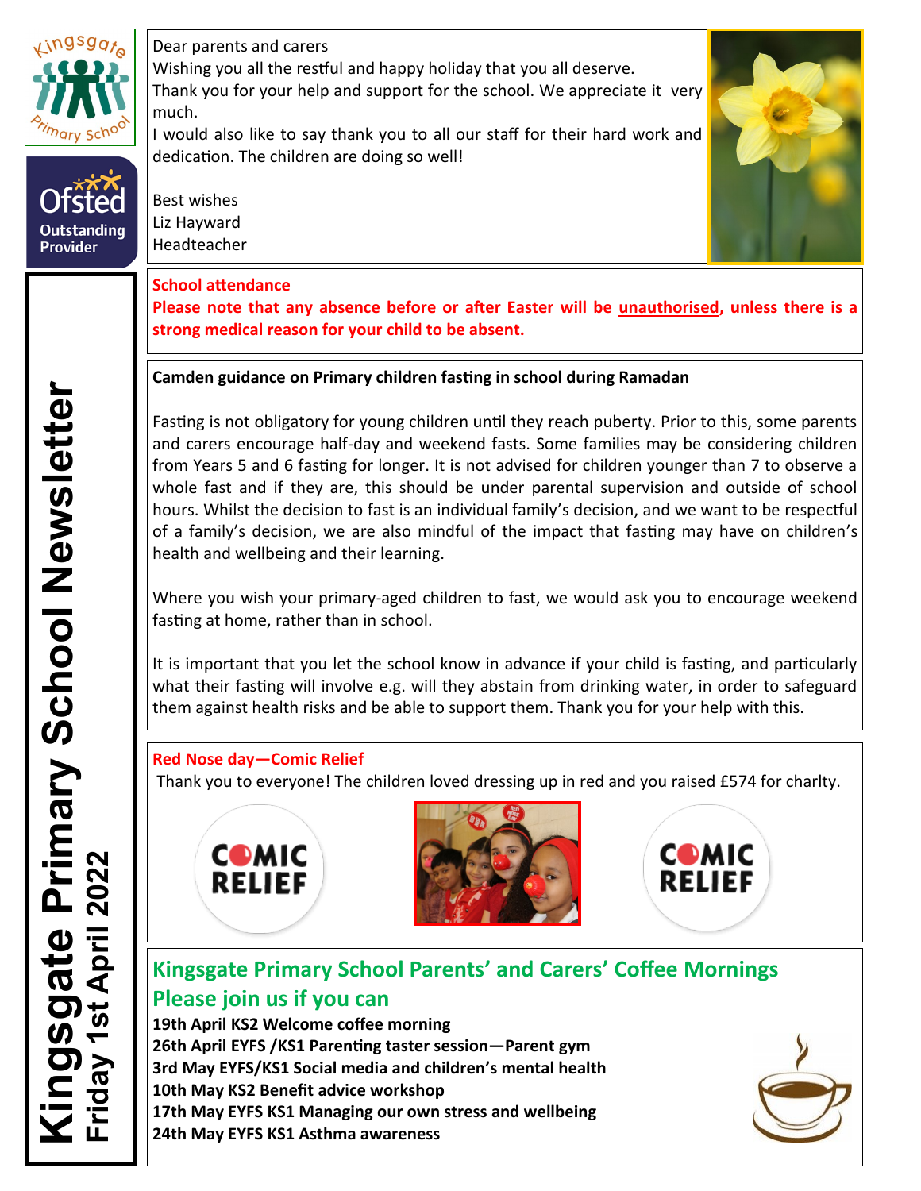# Kingsgate Primary School Newsletter

**Friday 1st April 2022**

Kingsgate Primary School

Ofsted Outstanding Provider

Dear parents and carers

Wishing you all the restful and happy holiday that you all deserve.

Thank you for your help and support for the school. We appreciate it very much.

I would also like to say thank you to all our staff for their hard work and dedication. The children are doing so well!

Best wishes

Liz Hayward

Headteacher

## School attendance

**Please note that any absence before or after Easter will be <u>unauthorised</u>, unless there is a strong medical reason for your child to be absent.**

## Camden guidance on Primary children fasting in school during Ramadan

Fasting is not obligatory for young children until they reach puberty. Prior to this, some parents and carers encourage half-day and weekend fasts. Some families may be considering children from Years 5 and 6 fasting for longer. It is not advised for children younger than 7 to observe a whole fast and if they are, this should be under parental supervision and outside of school hours. Whilst the decision to fast is an individual family's decision, and we want to be respectful of a family's decision, we are also mindful of the impact that fasting may have on children's health and wellbeing and their learning.

Where you wish your primary-aged children to fast, we would ask you to encourage weekend fasting at home, rather than in school.

It is important that you let the school know in advance if your child is fasting, and particularly what their fasting will involve e.g. will they abstain from drinking water, in order to safeguard them against health risks and be able to support them. Thank you for your help with this.

## Red Nose day—Comic Relief

Thank you to everyone! The children loved dressing up in red and you raised £574 for charlty.

COMIC RELIEF

COMIC RELIEF

## Kingsgate Primary School Parents' and Carers' Coffee Mornings

## Please join us if you can

**19th April KS2 Welcome coffee morning**
**26th April EYFS /KS1 Parenting taster session—Parent gym**
**3rd May EYFS/KS1 Social media and children's mental health**
**10th May KS2 Benefit advice workshop**
**17th May EYFS KS1 Managing our own stress and wellbeing**
**24th May EYFS KS1 Asthma awareness**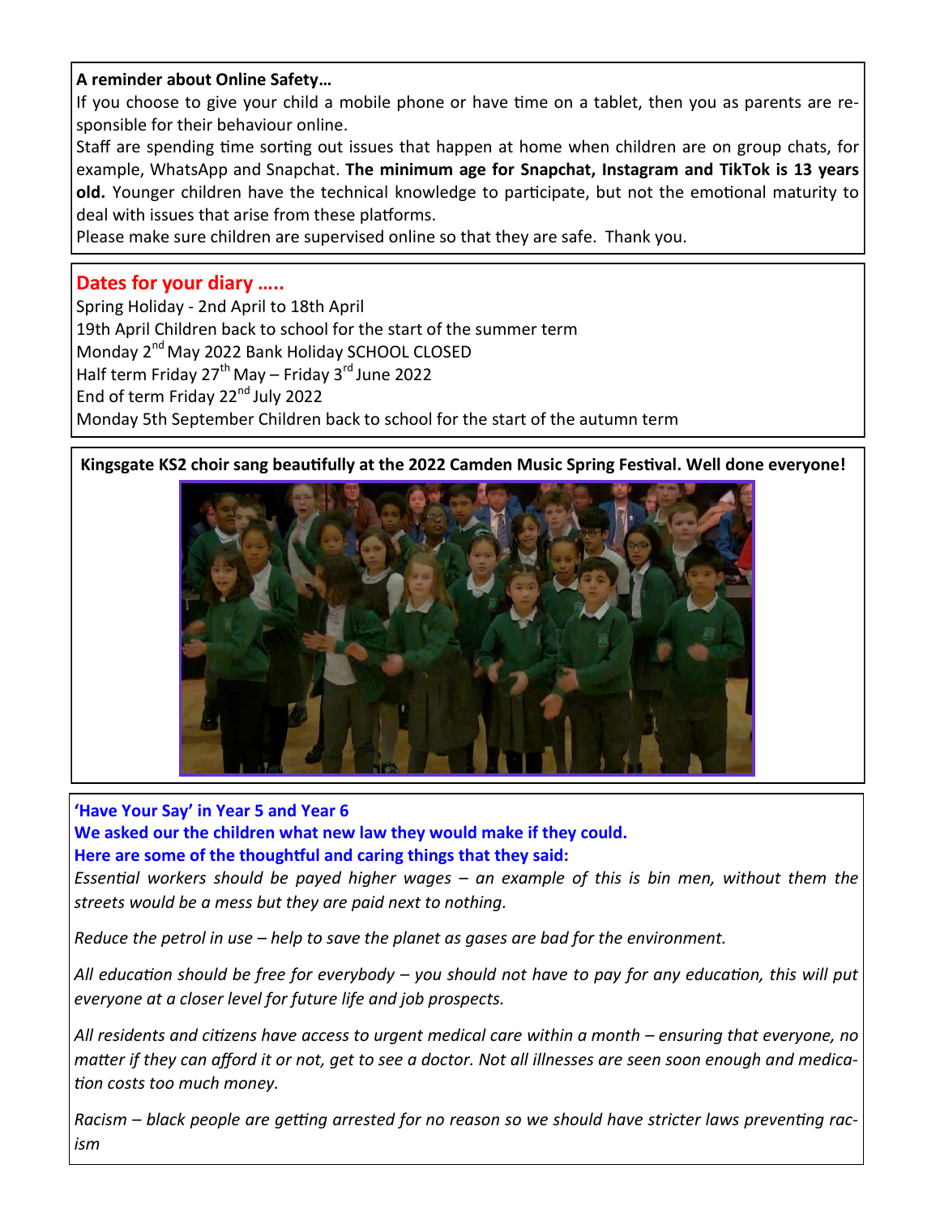**A reminder about Online Safety…**

If you choose to give your child a mobile phone or have time on a tablet, then you as parents are responsible for their behaviour online.

Staff are spending time sorting out issues that happen at home when children are on group chats, for example, WhatsApp and Snapchat. **The minimum age for Snapchat, Instagram and TikTok is 13 years old.** Younger children have the technical knowledge to participate, but not the emotional maturity to deal with issues that arise from these platforms.

Please make sure children are supervised online so that they are safe. Thank you.

## Dates for your diary …..

Spring Holiday - 2nd April to 18th April

19th April Children back to school for the start of the summer term

Monday 2nd May 2022 Bank Holiday SCHOOL CLOSED

Half term Friday 27th May – Friday 3rd June 2022

End of term Friday 22nd July 2022

Monday 5th September Children back to school for the start of the autumn term

**Kingsgate KS2 choir sang beautifully at the 2022 Camden Music Spring Festival. Well done everyone!**

**'Have Your Say' in Year 5 and Year 6**

**We asked our the children what new law they would make if they could.**

**Here are some of the thoughtful and caring things that they said:**

*Essential workers should be payed higher wages – an example of this is bin men, without them the streets would be a mess but they are paid next to nothing.*

*Reduce the petrol in use – help to save the planet as gases are bad for the environment.*

*All education should be free for everybody – you should not have to pay for any education, this will put everyone at a closer level for future life and job prospects.*

*All residents and citizens have access to urgent medical care within a month – ensuring that everyone, no matter if they can afford it or not, get to see a doctor. Not all illnesses are seen soon enough and medication costs too much money.*

*Racism – black people are getting arrested for no reason so we should have stricter laws preventing racism*